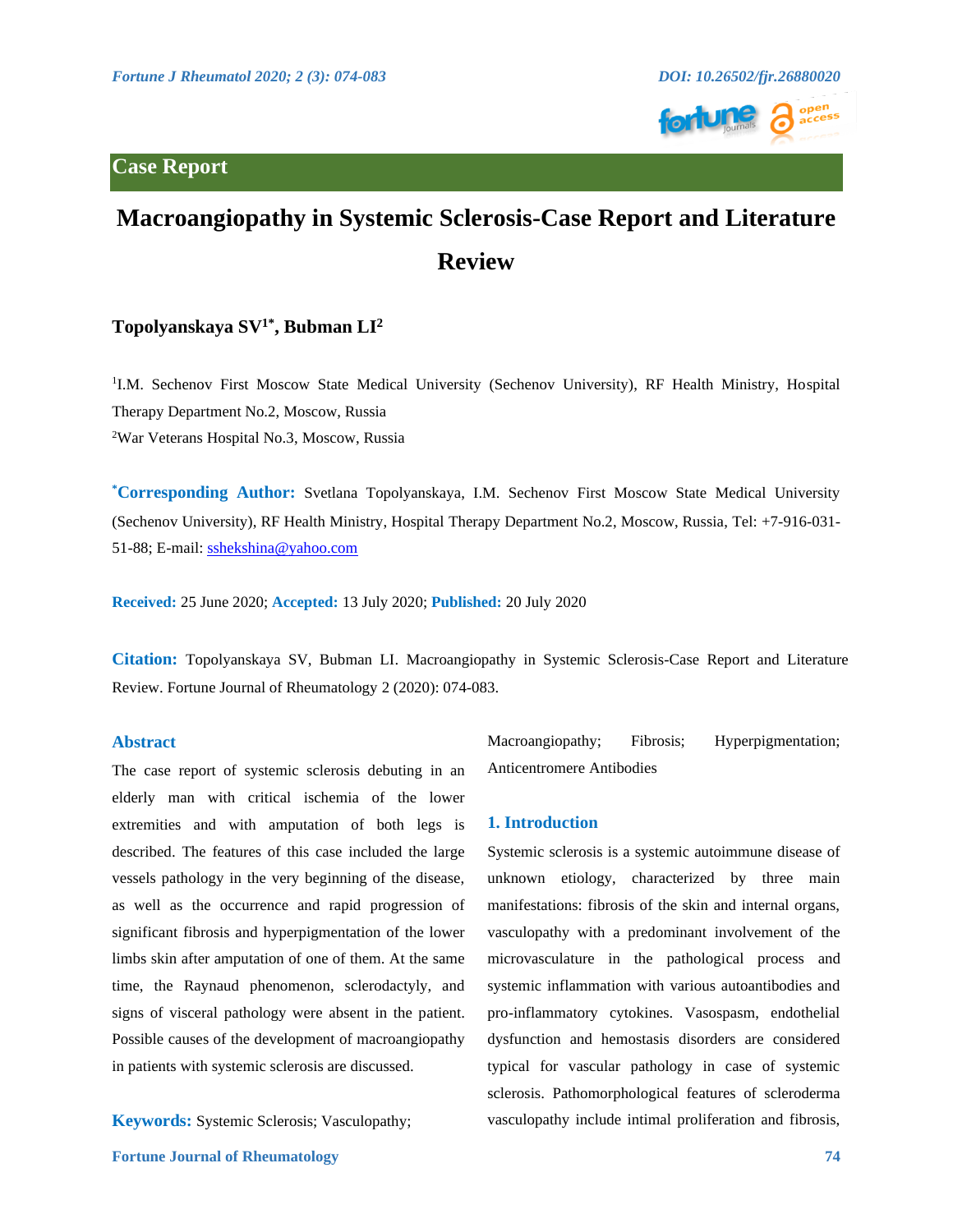## Case Report

# Macroangiopathy in Systemic Sclerosis-Case Report and Literature Review

**Topolyanskaya SV[1*], Bubman LI[2]**

[1]I.M. Sechenov First Moscow State Medical University (Sechenov University), RF Health Ministry, Hospital Therapy Department No.2, Moscow, Russia

[2]War Veterans Hospital No.3, Moscow, Russia

**[*]Corresponding Author:** Svetlana Topolyanskaya, I.M. Sechenov First Moscow State Medical University (Sechenov University), RF Health Ministry, Hospital Therapy Department No.2, Moscow, Russia, Tel: +7-916-031-51-88; E-mail: sshekshina@yahoo.com

**Received:** 25 June 2020; **Accepted:** 13 July 2020; **Published:** 20 July 2020

**Citation:** Topolyanskaya SV, Bubman LI. Macroangiopathy in Systemic Sclerosis-Case Report and Literature Review. Fortune Journal of Rheumatology 2 (2020): 074-083.

## Abstract

The case report of systemic sclerosis debuting in an elderly man with critical ischemia of the lower extremities and with amputation of both legs is described. The features of this case included the large vessels pathology in the very beginning of the disease, as well as the occurrence and rapid progression of significant fibrosis and hyperpigmentation of the lower limbs skin after amputation of one of them. At the same time, the Raynaud phenomenon, sclerodactyly, and signs of visceral pathology were absent in the patient. Possible causes of the development of macroangiopathy in patients with systemic sclerosis are discussed.

**Keywords:** Systemic Sclerosis; Vasculopathy; Macroangiopathy; Fibrosis; Hyperpigmentation; Anticentromere Antibodies

## 1. Introduction

Systemic sclerosis is a systemic autoimmune disease of unknown etiology, characterized by three main manifestations: fibrosis of the skin and internal organs, vasculopathy with a predominant involvement of the microvasculature in the pathological process and systemic inflammation with various autoantibodies and pro-inflammatory cytokines. Vasospasm, endothelial dysfunction and hemostasis disorders are considered typical for vascular pathology in case of systemic sclerosis. Pathomorphological features of scleroderma vasculopathy include intimal proliferation and fibrosis,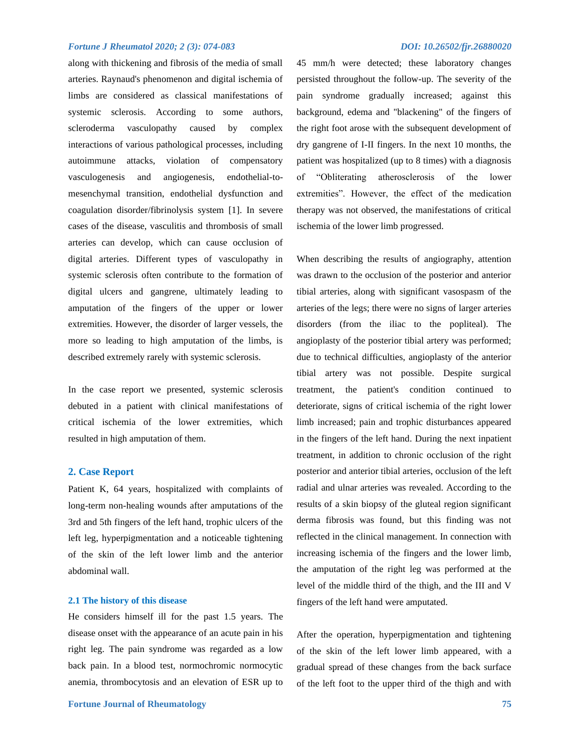along with thickening and fibrosis of the media of small arteries. Raynaud's phenomenon and digital ischemia of limbs are considered as classical manifestations of systemic sclerosis. According to some authors, scleroderma vasculopathy caused by complex interactions of various pathological processes, including autoimmune attacks, violation of compensatory vasculogenesis and angiogenesis, endothelial-to-mesenchymal transition, endothelial dysfunction and coagulation disorder/fibrinolysis system [1]. In severe cases of the disease, vasculitis and thrombosis of small arteries can develop, which can cause occlusion of digital arteries. Different types of vasculopathy in systemic sclerosis often contribute to the formation of digital ulcers and gangrene, ultimately leading to amputation of the fingers of the upper or lower extremities. However, the disorder of larger vessels, the more so leading to high amputation of the limbs, is described extremely rarely with systemic sclerosis.

In the case report we presented, systemic sclerosis debuted in a patient with clinical manifestations of critical ischemia of the lower extremities, which resulted in high amputation of them.

## 2. Case Report

Patient K, 64 years, hospitalized with complaints of long-term non-healing wounds after amputations of the 3rd and 5th fingers of the left hand, trophic ulcers of the left leg, hyperpigmentation and a noticeable tightening of the skin of the left lower limb and the anterior abdominal wall.

### 2.1 The history of this disease

He considers himself ill for the past 1.5 years. The disease onset with the appearance of an acute pain in his right leg. The pain syndrome was regarded as a low back pain. In a blood test, normochromic normocytic anemia, thrombocytosis and an elevation of ESR up to 45 mm/h were detected; these laboratory changes persisted throughout the follow-up. The severity of the pain syndrome gradually increased; against this background, edema and "blackening" of the fingers of the right foot arose with the subsequent development of dry gangrene of I-II fingers. In the next 10 months, the patient was hospitalized (up to 8 times) with a diagnosis of “Obliterating atherosclerosis of the lower extremities”. However, the effect of the medication therapy was not observed, the manifestations of critical ischemia of the lower limb progressed.

When describing the results of angiography, attention was drawn to the occlusion of the posterior and anterior tibial arteries, along with significant vasospasm of the arteries of the legs; there were no signs of larger arteries disorders (from the iliac to the popliteal). The angioplasty of the posterior tibial artery was performed; due to technical difficulties, angioplasty of the anterior tibial artery was not possible. Despite surgical treatment, the patient's condition continued to deteriorate, signs of critical ischemia of the right lower limb increased; pain and trophic disturbances appeared in the fingers of the left hand. During the next inpatient treatment, in addition to chronic occlusion of the right posterior and anterior tibial arteries, occlusion of the left radial and ulnar arteries was revealed. According to the results of a skin biopsy of the gluteal region significant derma fibrosis was found, but this finding was not reflected in the clinical management. In connection with increasing ischemia of the fingers and the lower limb, the amputation of the right leg was performed at the level of the middle third of the thigh, and the III and V fingers of the left hand were amputated.

After the operation, hyperpigmentation and tightening of the skin of the left lower limb appeared, with a gradual spread of these changes from the back surface of the left foot to the upper third of the thigh and with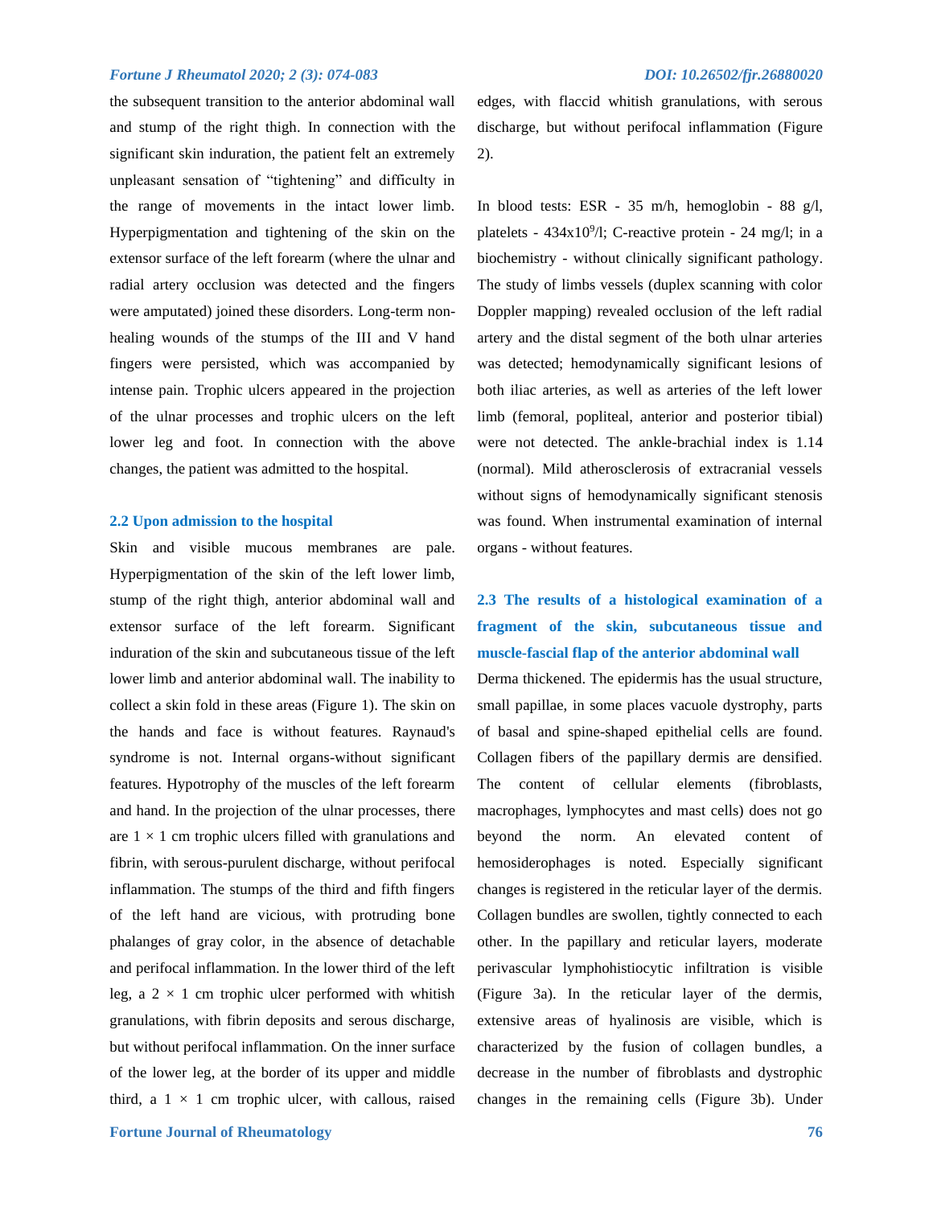the subsequent transition to the anterior abdominal wall and stump of the right thigh. In connection with the significant skin induration, the patient felt an extremely unpleasant sensation of "tightening" and difficulty in the range of movements in the intact lower limb. Hyperpigmentation and tightening of the skin on the extensor surface of the left forearm (where the ulnar and radial artery occlusion was detected and the fingers were amputated) joined these disorders. Long-term non-healing wounds of the stumps of the III and V hand fingers were persisted, which was accompanied by intense pain. Trophic ulcers appeared in the projection of the ulnar processes and trophic ulcers on the left lower leg and foot. In connection with the above changes, the patient was admitted to the hospital.

## 2.2 Upon admission to the hospital

Skin and visible mucous membranes are pale. Hyperpigmentation of the skin of the left lower limb, stump of the right thigh, anterior abdominal wall and extensor surface of the left forearm. Significant induration of the skin and subcutaneous tissue of the left lower limb and anterior abdominal wall. The inability to collect a skin fold in these areas (Figure 1). The skin on the hands and face is without features. Raynaud's syndrome is not. Internal organs-without significant features. Hypotrophy of the muscles of the left forearm and hand. In the projection of the ulnar processes, there are 1 × 1 cm trophic ulcers filled with granulations and fibrin, with serous-purulent discharge, without perifocal inflammation. The stumps of the third and fifth fingers of the left hand are vicious, with protruding bone phalanges of gray color, in the absence of detachable and perifocal inflammation. In the lower third of the left leg, a 2 × 1 cm trophic ulcer performed with whitish granulations, with fibrin deposits and serous discharge, but without perifocal inflammation. On the inner surface of the lower leg, at the border of its upper and middle third, a 1 × 1 cm trophic ulcer, with callous, raised edges, with flaccid whitish granulations, with serous discharge, but without perifocal inflammation (Figure 2).

In blood tests: ESR - 35 m/h, hemoglobin - 88 g/l, platelets - $434x10^9$/l; C-reactive protein - 24 mg/l; in a biochemistry - without clinically significant pathology. The study of limbs vessels (duplex scanning with color Doppler mapping) revealed occlusion of the left radial artery and the distal segment of the both ulnar arteries was detected; hemodynamically significant lesions of both iliac arteries, as well as arteries of the left lower limb (femoral, popliteal, anterior and posterior tibial) were not detected. The ankle-brachial index is 1.14 (normal). Mild atherosclerosis of extracranial vessels without signs of hemodynamically significant stenosis was found. When instrumental examination of internal organs - without features.

## 2.3 The results of a histological examination of a fragment of the skin, subcutaneous tissue and muscle-fascial flap of the anterior abdominal wall

Derma thickened. The epidermis has the usual structure, small papillae, in some places vacuole dystrophy, parts of basal and spine-shaped epithelial cells are found. Collagen fibers of the papillary dermis are densified. The content of cellular elements (fibroblasts, macrophages, lymphocytes and mast cells) does not go beyond the norm. An elevated content of hemosiderophages is noted. Especially significant changes is registered in the reticular layer of the dermis. Collagen bundles are swollen, tightly connected to each other. In the papillary and reticular layers, moderate perivascular lymphohistiocytic infiltration is visible (Figure 3a). In the reticular layer of the dermis, extensive areas of hyalinosis are visible, which is characterized by the fusion of collagen bundles, a decrease in the number of fibroblasts and dystrophic changes in the remaining cells (Figure 3b). Under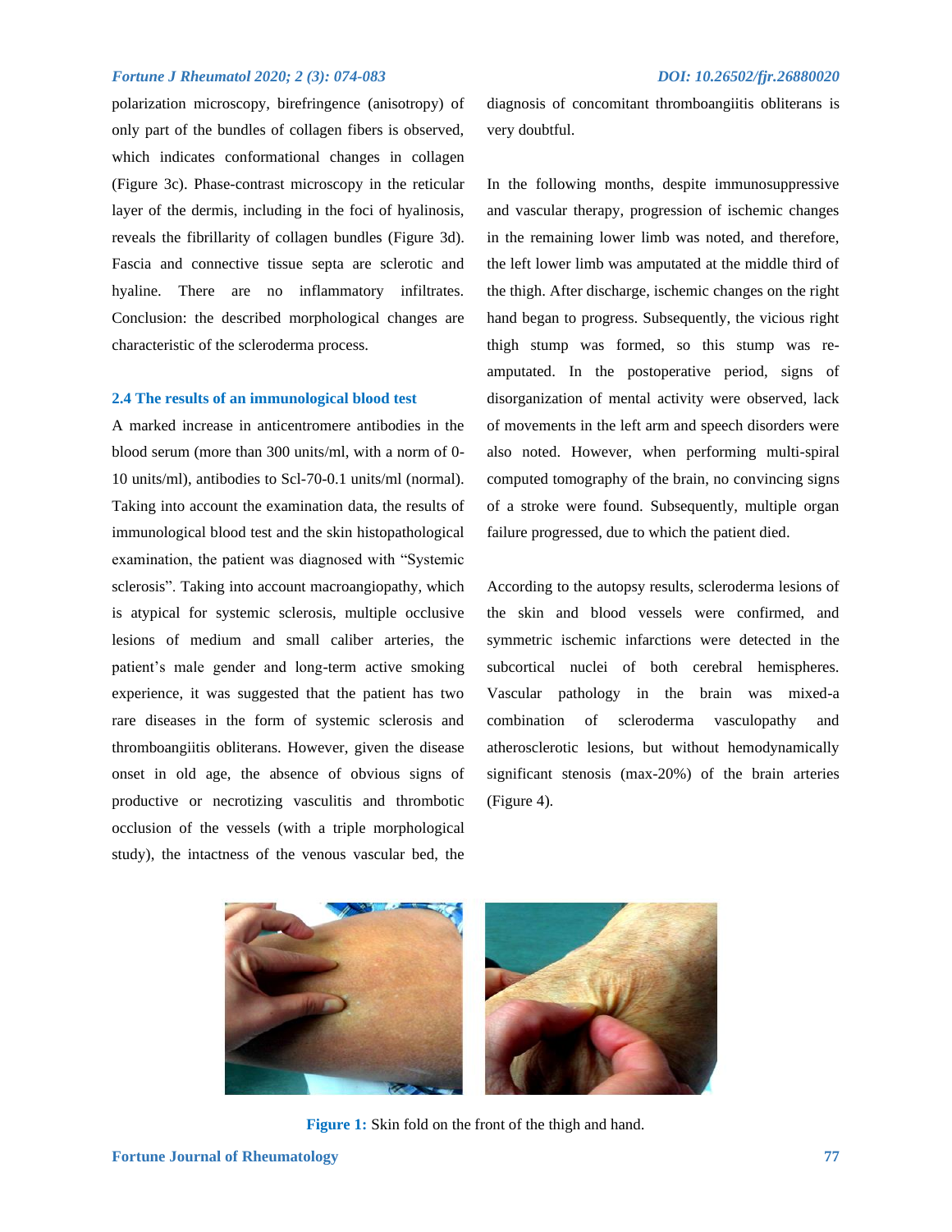polarization microscopy, birefringence (anisotropy) of only part of the bundles of collagen fibers is observed, which indicates conformational changes in collagen (Figure 3c). Phase-contrast microscopy in the reticular layer of the dermis, including in the foci of hyalinosis, reveals the fibrillarity of collagen bundles (Figure 3d). Fascia and connective tissue septa are sclerotic and hyaline. There are no inflammatory infiltrates. Conclusion: the described morphological changes are characteristic of the scleroderma process.

### 2.4 The results of an immunological blood test

A marked increase in anticentromere antibodies in the blood serum (more than 300 units/ml, with a norm of 0-10 units/ml), antibodies to Scl-70-0.1 units/ml (normal). Taking into account the examination data, the results of immunological blood test and the skin histopathological examination, the patient was diagnosed with "Systemic sclerosis". Taking into account macroangiopathy, which is atypical for systemic sclerosis, multiple occlusive lesions of medium and small caliber arteries, the patient's male gender and long-term active smoking experience, it was suggested that the patient has two rare diseases in the form of systemic sclerosis and thromboangiitis obliterans. However, given the disease onset in old age, the absence of obvious signs of productive or necrotizing vasculitis and thrombotic occlusion of the vessels (with a triple morphological study), the intactness of the venous vascular bed, the diagnosis of concomitant thromboangiitis obliterans is very doubtful.

In the following months, despite immunosuppressive and vascular therapy, progression of ischemic changes in the remaining lower limb was noted, and therefore, the left lower limb was amputated at the middle third of the thigh. After discharge, ischemic changes on the right hand began to progress. Subsequently, the vicious right thigh stump was formed, so this stump was re-amputated. In the postoperative period, signs of disorganization of mental activity were observed, lack of movements in the left arm and speech disorders were also noted. However, when performing multi-spiral computed tomography of the brain, no convincing signs of a stroke were found. Subsequently, multiple organ failure progressed, due to which the patient died.

According to the autopsy results, scleroderma lesions of the skin and blood vessels were confirmed, and symmetric ischemic infarctions were detected in the subcortical nuclei of both cerebral hemispheres. Vascular pathology in the brain was mixed-a combination of scleroderma vasculopathy and atherosclerotic lesions, but without hemodynamically significant stenosis (max-20%) of the brain arteries (Figure 4).

**Figure 1:** Skin fold on the front of the thigh and hand.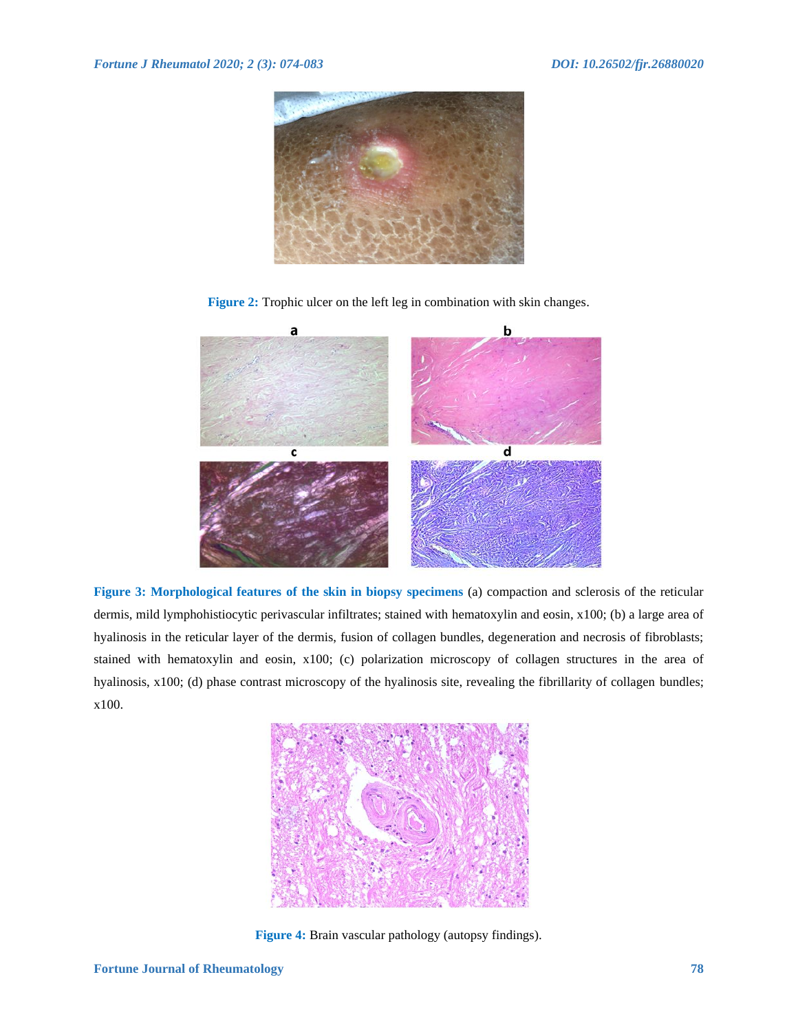**Figure 2:** Trophic ulcer on the left leg in combination with skin changes.

**Figure 3: Morphological features of the skin in biopsy specimens** (a) compaction and sclerosis of the reticular dermis, mild lymphohistiocytic perivascular infiltrates; stained with hematoxylin and eosin, x100; (b) a large area of hyalinosis in the reticular layer of the dermis, fusion of collagen bundles, degeneration and necrosis of fibroblasts; stained with hematoxylin and eosin, x100; (c) polarization microscopy of collagen structures in the area of hyalinosis, x100; (d) phase contrast microscopy of the hyalinosis site, revealing the fibrillarity of collagen bundles; x100.

**Figure 4:** Brain vascular pathology (autopsy findings).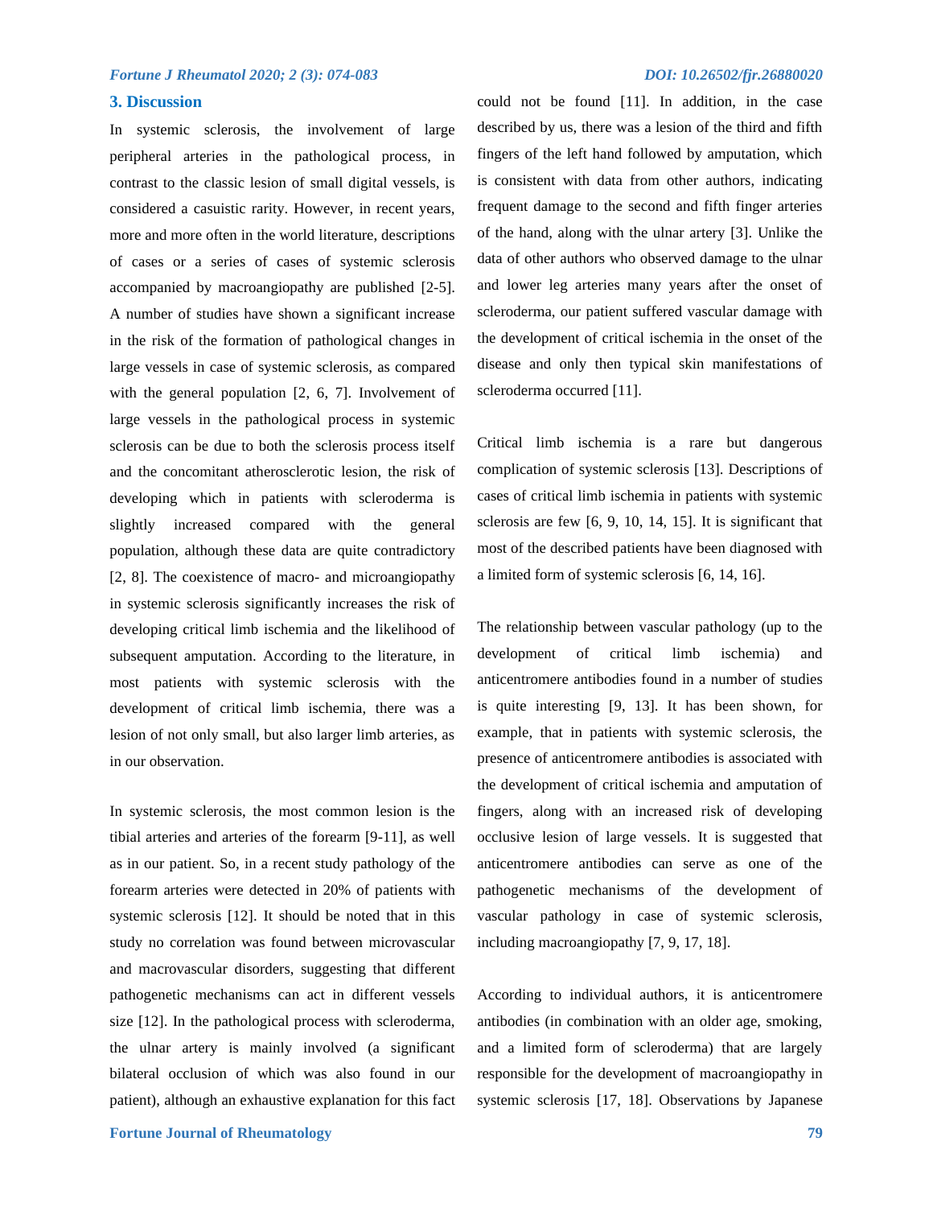## 3. Discussion

In systemic sclerosis, the involvement of large peripheral arteries in the pathological process, in contrast to the classic lesion of small digital vessels, is considered a casuistic rarity. However, in recent years, more and more often in the world literature, descriptions of cases or a series of cases of systemic sclerosis accompanied by macroangiopathy are published [2-5]. A number of studies have shown a significant increase in the risk of the formation of pathological changes in large vessels in case of systemic sclerosis, as compared with the general population [2, 6, 7]. Involvement of large vessels in the pathological process in systemic sclerosis can be due to both the sclerosis process itself and the concomitant atherosclerotic lesion, the risk of developing which in patients with scleroderma is slightly increased compared with the general population, although these data are quite contradictory [2, 8]. The coexistence of macro- and microangiopathy in systemic sclerosis significantly increases the risk of developing critical limb ischemia and the likelihood of subsequent amputation. According to the literature, in most patients with systemic sclerosis with the development of critical limb ischemia, there was a lesion of not only small, but also larger limb arteries, as in our observation.

In systemic sclerosis, the most common lesion is the tibial arteries and arteries of the forearm [9-11], as well as in our patient. So, in a recent study pathology of the forearm arteries were detected in 20% of patients with systemic sclerosis [12]. It should be noted that in this study no correlation was found between microvascular and macrovascular disorders, suggesting that different pathogenetic mechanisms can act in different vessels size [12]. In the pathological process with scleroderma, the ulnar artery is mainly involved (a significant bilateral occlusion of which was also found in our patient), although an exhaustive explanation for this fact could not be found [11]. In addition, in the case described by us, there was a lesion of the third and fifth fingers of the left hand followed by amputation, which is consistent with data from other authors, indicating frequent damage to the second and fifth finger arteries of the hand, along with the ulnar artery [3]. Unlike the data of other authors who observed damage to the ulnar and lower leg arteries many years after the onset of scleroderma, our patient suffered vascular damage with the development of critical ischemia in the onset of the disease and only then typical skin manifestations of scleroderma occurred [11].

Critical limb ischemia is a rare but dangerous complication of systemic sclerosis [13]. Descriptions of cases of critical limb ischemia in patients with systemic sclerosis are few [6, 9, 10, 14, 15]. It is significant that most of the described patients have been diagnosed with a limited form of systemic sclerosis [6, 14, 16].

The relationship between vascular pathology (up to the development of critical limb ischemia) and anticentromere antibodies found in a number of studies is quite interesting [9, 13]. It has been shown, for example, that in patients with systemic sclerosis, the presence of anticentromere antibodies is associated with the development of critical ischemia and amputation of fingers, along with an increased risk of developing occlusive lesion of large vessels. It is suggested that anticentromere antibodies can serve as one of the pathogenetic mechanisms of the development of vascular pathology in case of systemic sclerosis, including macroangiopathy [7, 9, 17, 18].

According to individual authors, it is anticentromere antibodies (in combination with an older age, smoking, and a limited form of scleroderma) that are largely responsible for the development of macroangiopathy in systemic sclerosis [17, 18]. Observations by Japanese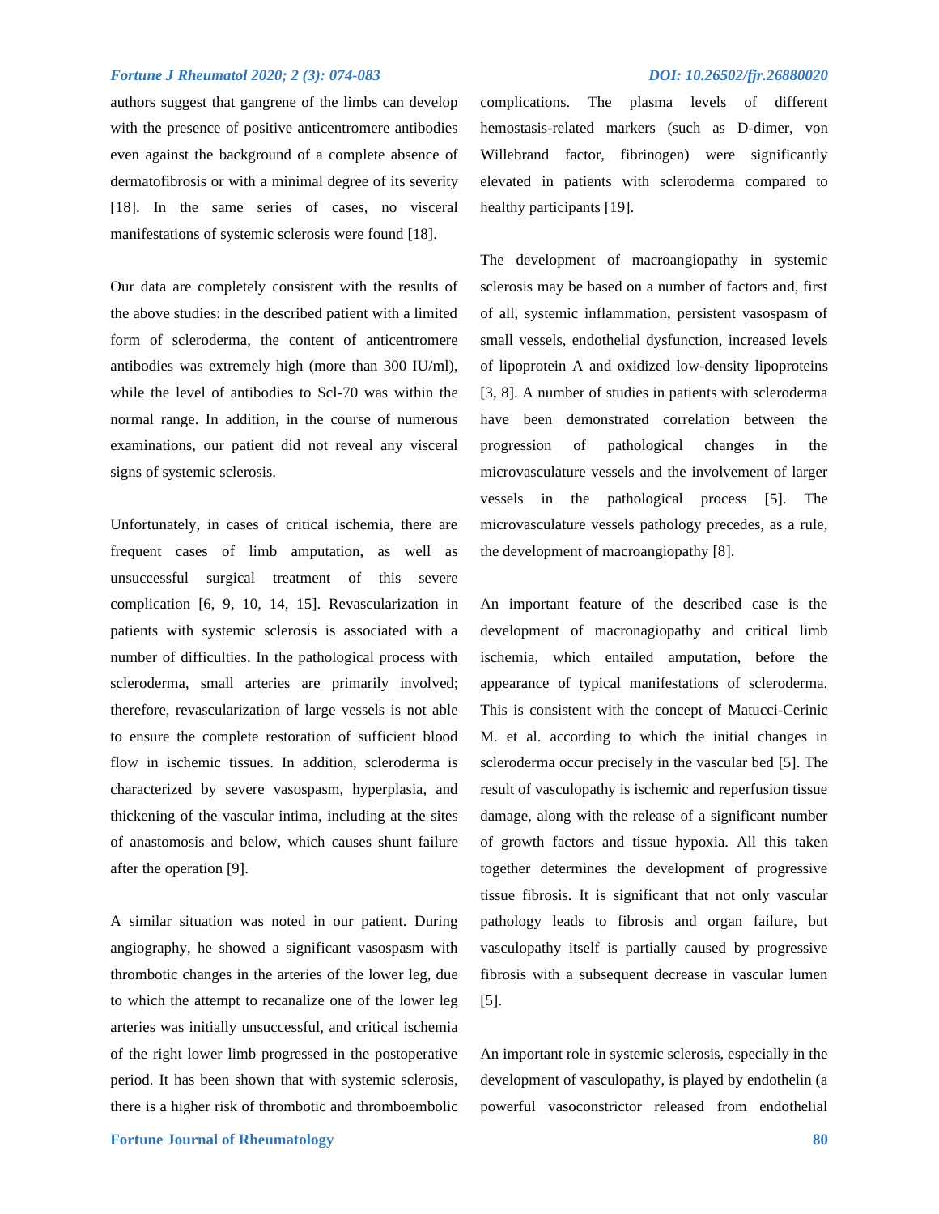authors suggest that gangrene of the limbs can develop with the presence of positive anticentromere antibodies even against the background of a complete absence of dermatofibrosis or with a minimal degree of its severity [18]. In the same series of cases, no visceral manifestations of systemic sclerosis were found [18].

Our data are completely consistent with the results of the above studies: in the described patient with a limited form of scleroderma, the content of anticentromere antibodies was extremely high (more than 300 IU/ml), while the level of antibodies to Scl-70 was within the normal range. In addition, in the course of numerous examinations, our patient did not reveal any visceral signs of systemic sclerosis.

Unfortunately, in cases of critical ischemia, there are frequent cases of limb amputation, as well as unsuccessful surgical treatment of this severe complication [6, 9, 10, 14, 15]. Revascularization in patients with systemic sclerosis is associated with a number of difficulties. In the pathological process with scleroderma, small arteries are primarily involved; therefore, revascularization of large vessels is not able to ensure the complete restoration of sufficient blood flow in ischemic tissues. In addition, scleroderma is characterized by severe vasospasm, hyperplasia, and thickening of the vascular intima, including at the sites of anastomosis and below, which causes shunt failure after the operation [9].

A similar situation was noted in our patient. During angiography, he showed a significant vasospasm with thrombotic changes in the arteries of the lower leg, due to which the attempt to recanalize one of the lower leg arteries was initially unsuccessful, and critical ischemia of the right lower limb progressed in the postoperative period. It has been shown that with systemic sclerosis, there is a higher risk of thrombotic and thromboembolic complications. The plasma levels of different hemostasis-related markers (such as D-dimer, von Willebrand factor, fibrinogen) were significantly elevated in patients with scleroderma compared to healthy participants [19].

The development of macroangiopathy in systemic sclerosis may be based on a number of factors and, first of all, systemic inflammation, persistent vasospasm of small vessels, endothelial dysfunction, increased levels of lipoprotein A and oxidized low-density lipoproteins [3, 8]. A number of studies in patients with scleroderma have been demonstrated correlation between the progression of pathological changes in the microvasculature vessels and the involvement of larger vessels in the pathological process [5]. The microvasculature vessels pathology precedes, as a rule, the development of macroangiopathy [8].

An important feature of the described case is the development of macronagiopathy and critical limb ischemia, which entailed amputation, before the appearance of typical manifestations of scleroderma. This is consistent with the concept of Matucci-Cerinic M. et al. according to which the initial changes in scleroderma occur precisely in the vascular bed [5]. The result of vasculopathy is ischemic and reperfusion tissue damage, along with the release of a significant number of growth factors and tissue hypoxia. All this taken together determines the development of progressive tissue fibrosis. It is significant that not only vascular pathology leads to fibrosis and organ failure, but vasculopathy itself is partially caused by progressive fibrosis with a subsequent decrease in vascular lumen [5].

An important role in systemic sclerosis, especially in the development of vasculopathy, is played by endothelin (a powerful vasoconstrictor released from endothelial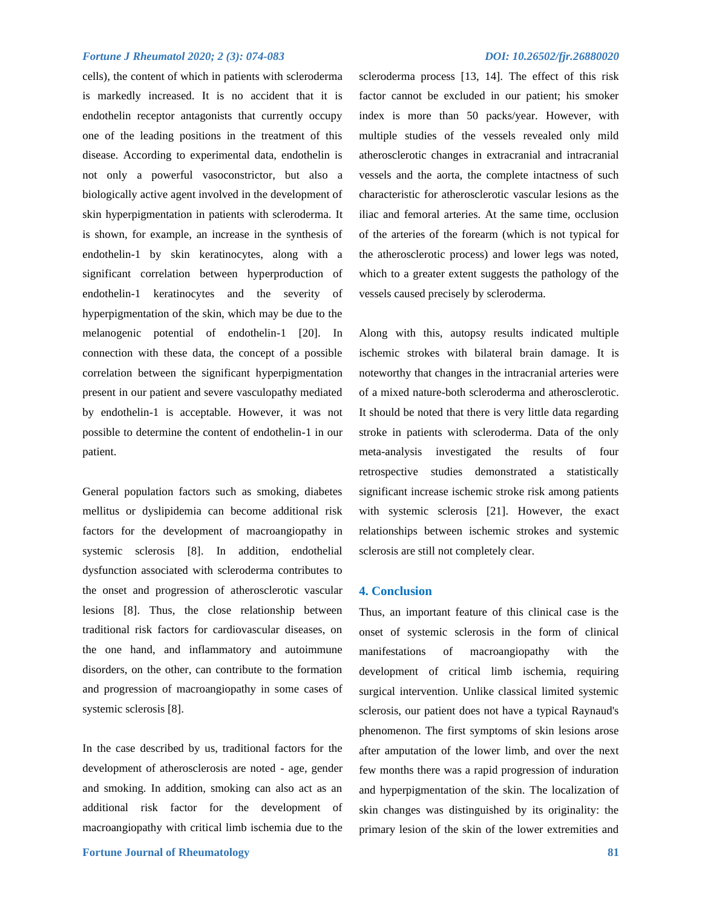cells), the content of which in patients with scleroderma is markedly increased. It is no accident that it is endothelin receptor antagonists that currently occupy one of the leading positions in the treatment of this disease. According to experimental data, endothelin is not only a powerful vasoconstrictor, but also a biologically active agent involved in the development of skin hyperpigmentation in patients with scleroderma. It is shown, for example, an increase in the synthesis of endothelin-1 by skin keratinocytes, along with a significant correlation between hyperproduction of endothelin-1 keratinocytes and the severity of hyperpigmentation of the skin, which may be due to the melanogenic potential of endothelin-1 [20]. In connection with these data, the concept of a possible correlation between the significant hyperpigmentation present in our patient and severe vasculopathy mediated by endothelin-1 is acceptable. However, it was not possible to determine the content of endothelin-1 in our patient.

General population factors such as smoking, diabetes mellitus or dyslipidemia can become additional risk factors for the development of macroangiopathy in systemic sclerosis [8]. In addition, endothelial dysfunction associated with scleroderma contributes to the onset and progression of atherosclerotic vascular lesions [8]. Thus, the close relationship between traditional risk factors for cardiovascular diseases, on the one hand, and inflammatory and autoimmune disorders, on the other, can contribute to the formation and progression of macroangiopathy in some cases of systemic sclerosis [8].

In the case described by us, traditional factors for the development of atherosclerosis are noted - age, gender and smoking. In addition, smoking can also act as an additional risk factor for the development of macroangiopathy with critical limb ischemia due to the scleroderma process [13, 14]. The effect of this risk factor cannot be excluded in our patient; his smoker index is more than 50 packs/year. However, with multiple studies of the vessels revealed only mild atherosclerotic changes in extracranial and intracranial vessels and the aorta, the complete intactness of such characteristic for atherosclerotic vascular lesions as the iliac and femoral arteries. At the same time, occlusion of the arteries of the forearm (which is not typical for the atherosclerotic process) and lower legs was noted, which to a greater extent suggests the pathology of the vessels caused precisely by scleroderma.

Along with this, autopsy results indicated multiple ischemic strokes with bilateral brain damage. It is noteworthy that changes in the intracranial arteries were of a mixed nature-both scleroderma and atherosclerotic. It should be noted that there is very little data regarding stroke in patients with scleroderma. Data of the only meta-analysis investigated the results of four retrospective studies demonstrated a statistically significant increase ischemic stroke risk among patients with systemic sclerosis [21]. However, the exact relationships between ischemic strokes and systemic sclerosis are still not completely clear.

## 4. Conclusion

Thus, an important feature of this clinical case is the onset of systemic sclerosis in the form of clinical manifestations of macroangiopathy with the development of critical limb ischemia, requiring surgical intervention. Unlike classical limited systemic sclerosis, our patient does not have a typical Raynaud's phenomenon. The first symptoms of skin lesions arose after amputation of the lower limb, and over the next few months there was a rapid progression of induration and hyperpigmentation of the skin. The localization of skin changes was distinguished by its originality: the primary lesion of the skin of the lower extremities and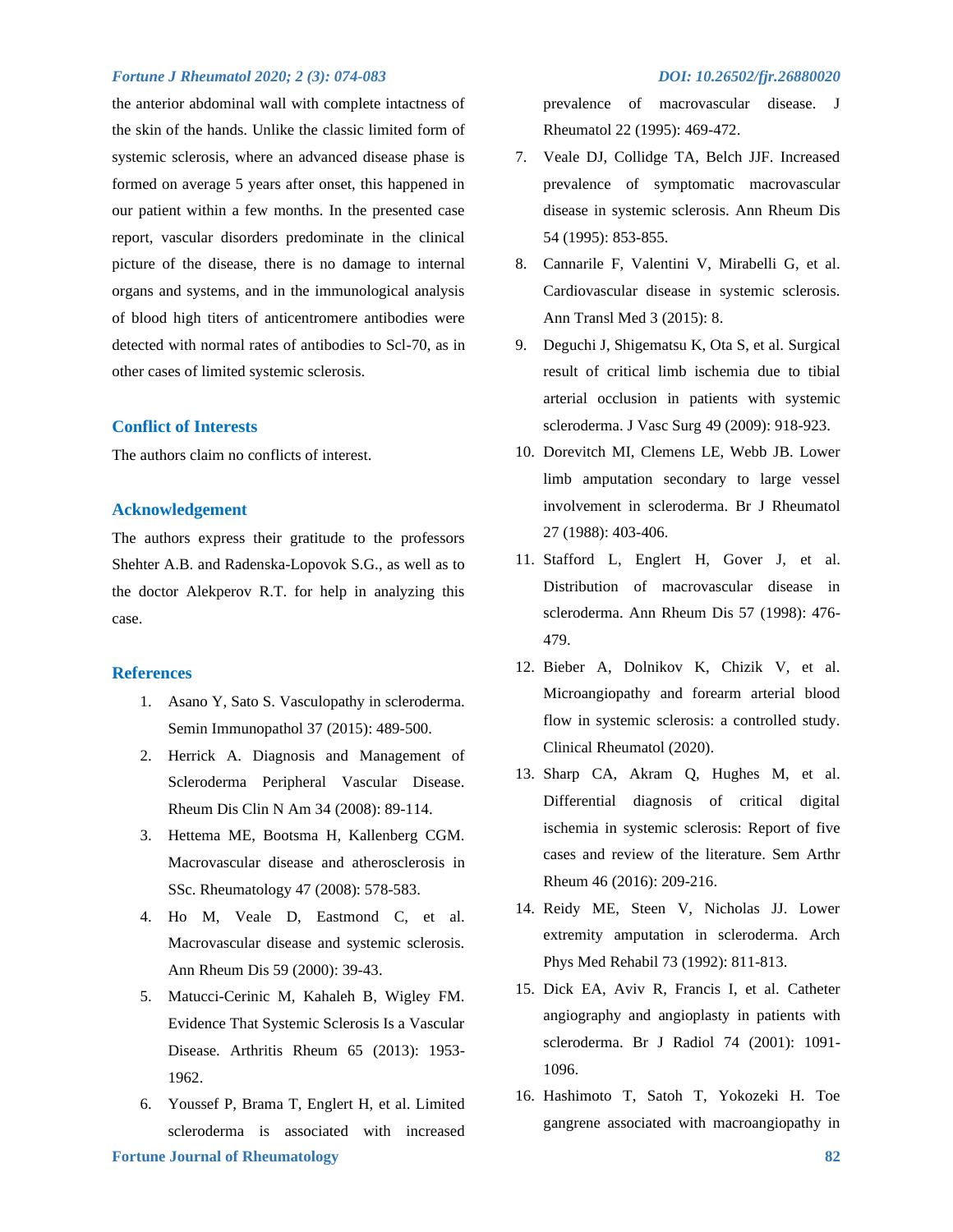the anterior abdominal wall with complete intactness of the skin of the hands. Unlike the classic limited form of systemic sclerosis, where an advanced disease phase is formed on average 5 years after onset, this happened in our patient within a few months. In the presented case report, vascular disorders predominate in the clinical picture of the disease, there is no damage to internal organs and systems, and in the immunological analysis of blood high titers of anticentromere antibodies were detected with normal rates of antibodies to Scl-70, as in other cases of limited systemic sclerosis.

## Conflict of Interests

The authors claim no conflicts of interest.

## Acknowledgement

The authors express their gratitude to the professors Shehter A.B. and Radenska-Lopovok S.G., as well as to the doctor Alekperov R.T. for help in analyzing this case.

## References

1. Asano Y, Sato S. Vasculopathy in scleroderma. Semin Immunopathol 37 (2015): 489-500.
2. Herrick A. Diagnosis and Management of Scleroderma Peripheral Vascular Disease. Rheum Dis Clin N Am 34 (2008): 89-114.
3. Hettema ME, Bootsma H, Kallenberg CGM. Macrovascular disease and atherosclerosis in SSc. Rheumatology 47 (2008): 578-583.
4. Ho M, Veale D, Eastmond C, et al. Macrovascular disease and systemic sclerosis. Ann Rheum Dis 59 (2000): 39-43.
5. Matucci-Cerinic M, Kahaleh B, Wigley FM. Evidence That Systemic Sclerosis Is a Vascular Disease. Arthritis Rheum 65 (2013): 1953-1962.
6. Youssef P, Brama T, Englert H, et al. Limited scleroderma is associated with increased prevalence of macrovascular disease. J Rheumatol 22 (1995): 469-472.
7. Veale DJ, Collidge TA, Belch JJF. Increased prevalence of symptomatic macrovascular disease in systemic sclerosis. Ann Rheum Dis 54 (1995): 853-855.
8. Cannarile F, Valentini V, Mirabelli G, et al. Cardiovascular disease in systemic sclerosis. Ann Transl Med 3 (2015): 8.
9. Deguchi J, Shigematsu K, Ota S, et al. Surgical result of critical limb ischemia due to tibial arterial occlusion in patients with systemic scleroderma. J Vasc Surg 49 (2009): 918-923.
10. Dorevitch MI, Clemens LE, Webb JB. Lower limb amputation secondary to large vessel involvement in scleroderma. Br J Rheumatol 27 (1988): 403-406.
11. Stafford L, Englert H, Gover J, et al. Distribution of macrovascular disease in scleroderma. Ann Rheum Dis 57 (1998): 476-479.
12. Bieber A, Dolnikov K, Chizik V, et al. Microangiopathy and forearm arterial blood flow in systemic sclerosis: a controlled study. Clinical Rheumatol (2020).
13. Sharp CA, Akram Q, Hughes M, et al. Differential diagnosis of critical digital ischemia in systemic sclerosis: Report of five cases and review of the literature. Sem Arthr Rheum 46 (2016): 209-216.
14. Reidy ME, Steen V, Nicholas JJ. Lower extremity amputation in scleroderma. Arch Phys Med Rehabil 73 (1992): 811-813.
15. Dick EA, Aviv R, Francis I, et al. Catheter angiography and angioplasty in patients with scleroderma. Br J Radiol 74 (2001): 1091-1096.
16. Hashimoto T, Satoh T, Yokozeki H. Toe gangrene associated with macroangiopathy in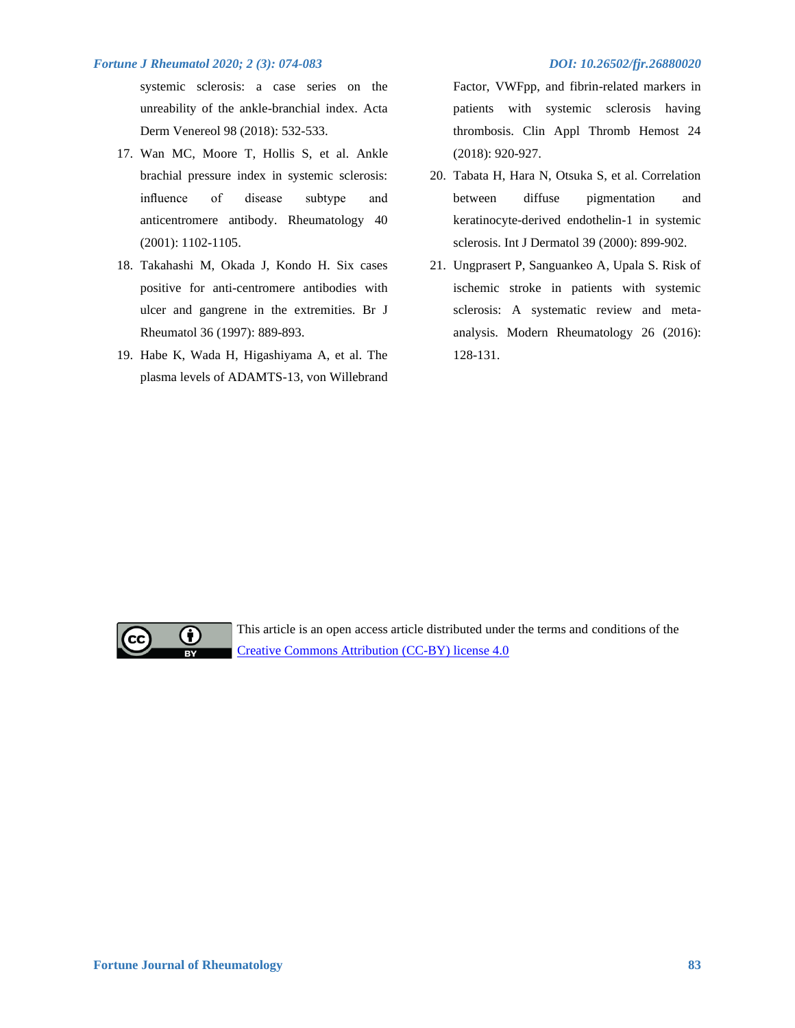systemic sclerosis: a case series on the unreability of the ankle-branchial index. Acta Derm Venereol 98 (2018): 532-533.

17. Wan MC, Moore T, Hollis S, et al. Ankle brachial pressure index in systemic sclerosis: influence of disease subtype and anticentromere antibody. Rheumatology 40 (2001): 1102-1105.
18. Takahashi M, Okada J, Kondo H. Six cases positive for anti-centromere antibodies with ulcer and gangrene in the extremities. Br J Rheumatol 36 (1997): 889-893.
19. Habe K, Wada H, Higashiyama A, et al. The plasma levels of ADAMTS-13, von Willebrand Factor, VWFpp, and fibrin-related markers in patients with systemic sclerosis having thrombosis. Clin Appl Thromb Hemost 24 (2018): 920-927.
20. Tabata H, Hara N, Otsuka S, et al. Correlation between diffuse pigmentation and keratinocyte-derived endothelin-1 in systemic sclerosis. Int J Dermatol 39 (2000): 899-902.
21. Ungprasert P, Sanguankeo A, Upala S. Risk of ischemic stroke in patients with systemic sclerosis: A systematic review and meta-analysis. Modern Rheumatology 26 (2016): 128-131.

This article is an open access article distributed under the terms and conditions of the [Creative Commons Attribution (CC-BY) license 4.0]